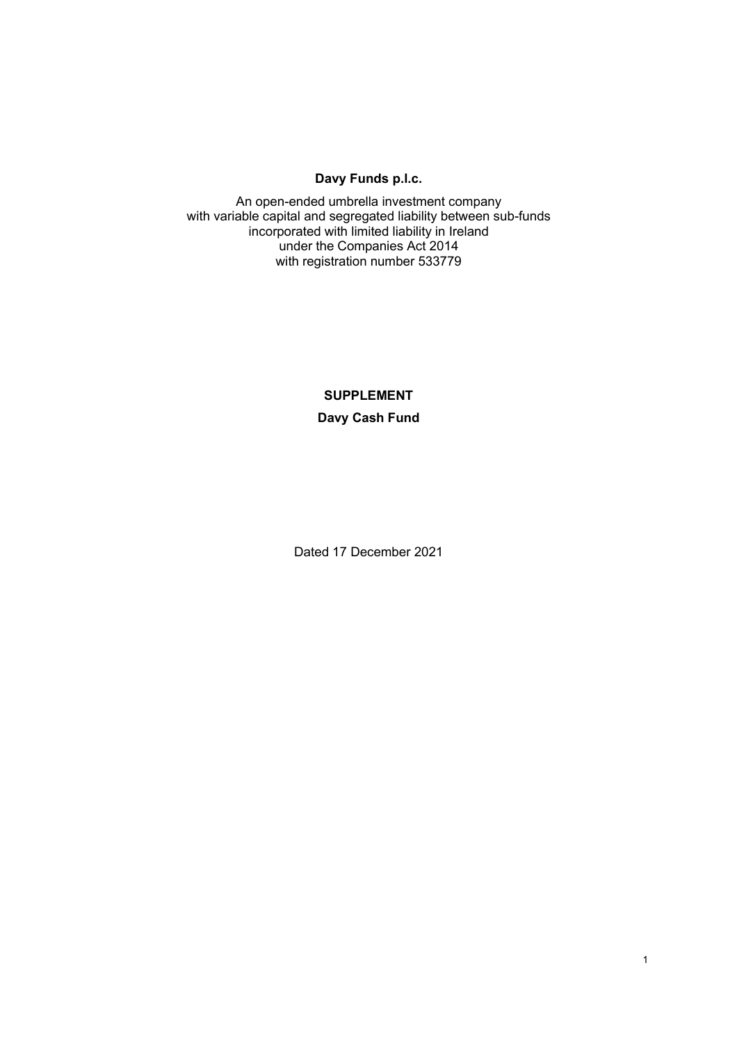**Davy Funds p.l.c.**

An open-ended umbrella investment company
with variable capital and segregated liability between sub-funds
incorporated with limited liability in Ireland
under the Companies Act 2014
with registration number 533779

**SUPPLEMENT**

**Davy Cash Fund**

Dated 17 December 2021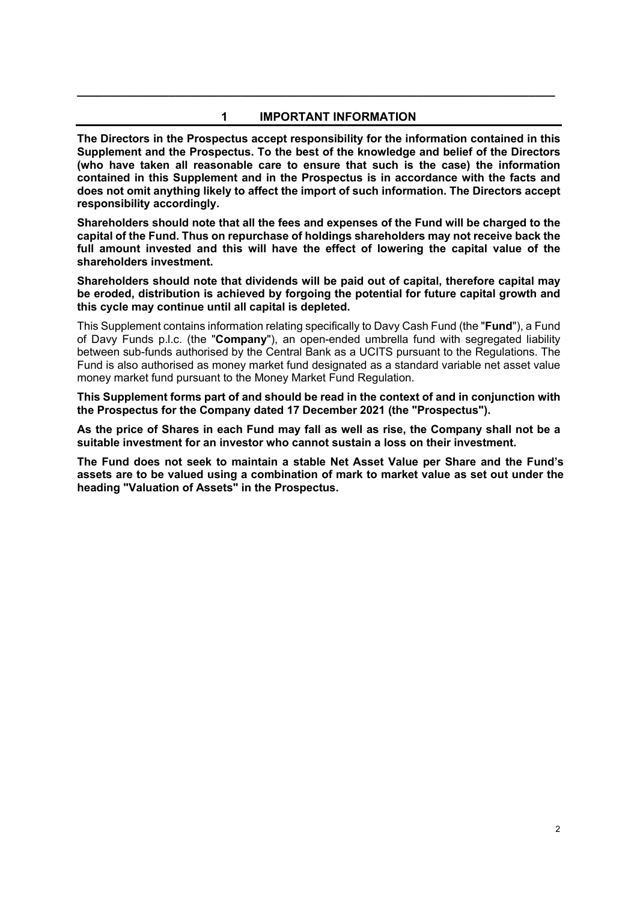## 1 IMPORTANT INFORMATION

**The Directors in the Prospectus accept responsibility for the information contained in this Supplement and the Prospectus. To the best of the knowledge and belief of the Directors (who have taken all reasonable care to ensure that such is the case) the information contained in this Supplement and in the Prospectus is in accordance with the facts and does not omit anything likely to affect the import of such information. The Directors accept responsibility accordingly.**

**Shareholders should note that all the fees and expenses of the Fund will be charged to the capital of the Fund. Thus on repurchase of holdings shareholders may not receive back the full amount invested and this will have the effect of lowering the capital value of the shareholders investment.**

**Shareholders should note that dividends will be paid out of capital, therefore capital may be eroded, distribution is achieved by forgoing the potential for future capital growth and this cycle may continue until all capital is depleted.**

This Supplement contains information relating specifically to Davy Cash Fund (the "**Fund**"), a Fund of Davy Funds p.l.c. (the "**Company**"), an open-ended umbrella fund with segregated liability between sub-funds authorised by the Central Bank as a UCITS pursuant to the Regulations. The Fund is also authorised as money market fund designated as a standard variable net asset value money market fund pursuant to the Money Market Fund Regulation.

**This Supplement forms part of and should be read in the context of and in conjunction with the Prospectus for the Company dated 17 December 2021 (the "Prospectus").**

**As the price of Shares in each Fund may fall as well as rise, the Company shall not be a suitable investment for an investor who cannot sustain a loss on their investment.**

**The Fund does not seek to maintain a stable Net Asset Value per Share and the Fund's assets are to be valued using a combination of mark to market value as set out under the heading "Valuation of Assets" in the Prospectus.**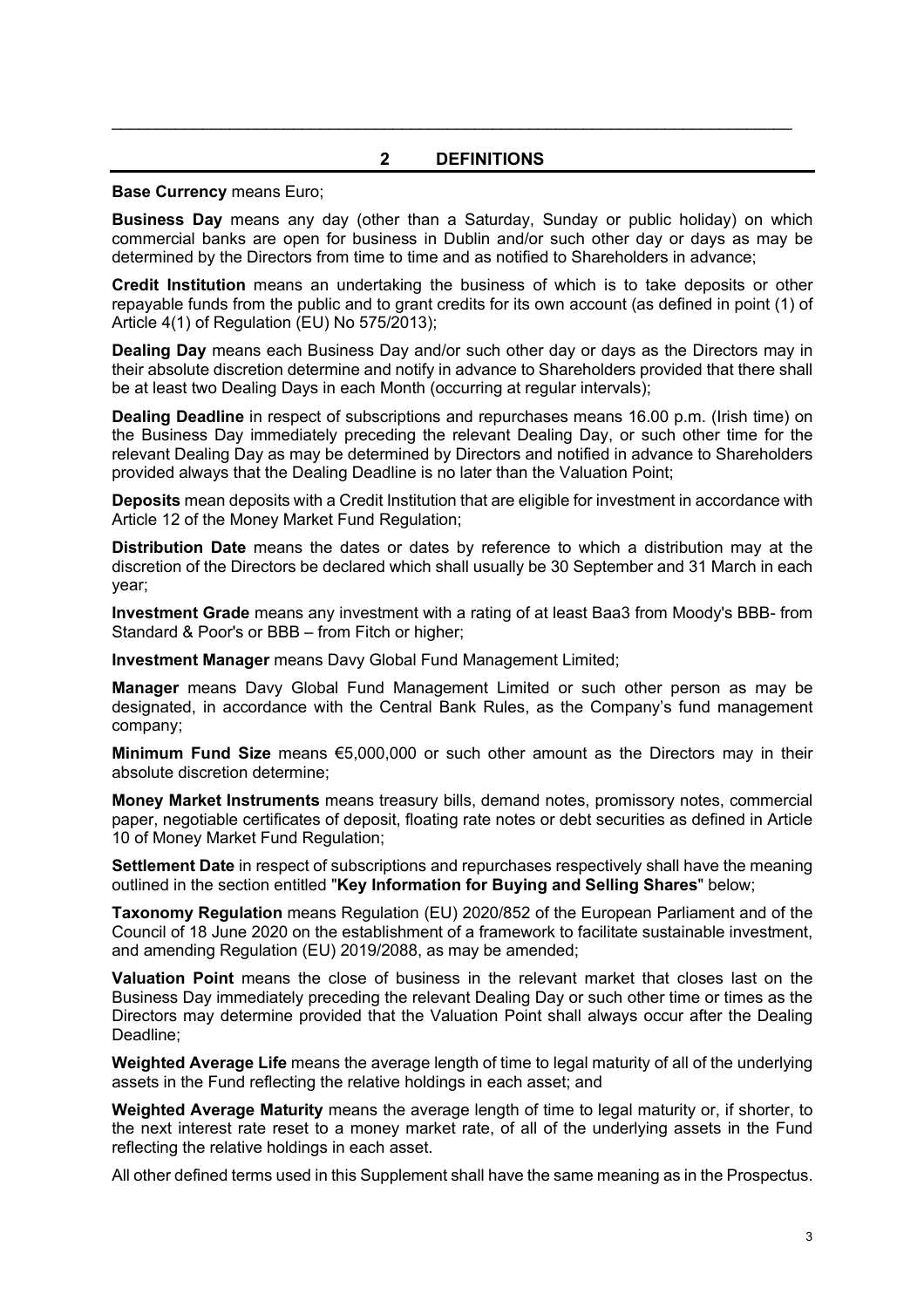## 2 DEFINITIONS

**Base Currency** means Euro;

**Business Day** means any day (other than a Saturday, Sunday or public holiday) on which commercial banks are open for business in Dublin and/or such other day or days as may be determined by the Directors from time to time and as notified to Shareholders in advance;

**Credit Institution** means an undertaking the business of which is to take deposits or other repayable funds from the public and to grant credits for its own account (as defined in point (1) of Article 4(1) of Regulation (EU) No 575/2013);

**Dealing Day** means each Business Day and/or such other day or days as the Directors may in their absolute discretion determine and notify in advance to Shareholders provided that there shall be at least two Dealing Days in each Month (occurring at regular intervals);

**Dealing Deadline** in respect of subscriptions and repurchases means 16.00 p.m. (Irish time) on the Business Day immediately preceding the relevant Dealing Day, or such other time for the relevant Dealing Day as may be determined by Directors and notified in advance to Shareholders provided always that the Dealing Deadline is no later than the Valuation Point;

**Deposits** mean deposits with a Credit Institution that are eligible for investment in accordance with Article 12 of the Money Market Fund Regulation;

**Distribution Date** means the dates or dates by reference to which a distribution may at the discretion of the Directors be declared which shall usually be 30 September and 31 March in each year;

**Investment Grade** means any investment with a rating of at least Baa3 from Moody's BBB- from Standard & Poor's or BBB – from Fitch or higher;

**Investment Manager** means Davy Global Fund Management Limited;

**Manager** means Davy Global Fund Management Limited or such other person as may be designated, in accordance with the Central Bank Rules, as the Company's fund management company;

**Minimum Fund Size** means €5,000,000 or such other amount as the Directors may in their absolute discretion determine;

**Money Market Instruments** means treasury bills, demand notes, promissory notes, commercial paper, negotiable certificates of deposit, floating rate notes or debt securities as defined in Article 10 of Money Market Fund Regulation;

**Settlement Date** in respect of subscriptions and repurchases respectively shall have the meaning outlined in the section entitled "**Key Information for Buying and Selling Shares**" below;

**Taxonomy Regulation** means Regulation (EU) 2020/852 of the European Parliament and of the Council of 18 June 2020 on the establishment of a framework to facilitate sustainable investment, and amending Regulation (EU) 2019/2088, as may be amended;

**Valuation Point** means the close of business in the relevant market that closes last on the Business Day immediately preceding the relevant Dealing Day or such other time or times as the Directors may determine provided that the Valuation Point shall always occur after the Dealing Deadline;

**Weighted Average Life** means the average length of time to legal maturity of all of the underlying assets in the Fund reflecting the relative holdings in each asset; and

**Weighted Average Maturity** means the average length of time to legal maturity or, if shorter, to the next interest rate reset to a money market rate, of all of the underlying assets in the Fund reflecting the relative holdings in each asset.

All other defined terms used in this Supplement shall have the same meaning as in the Prospectus.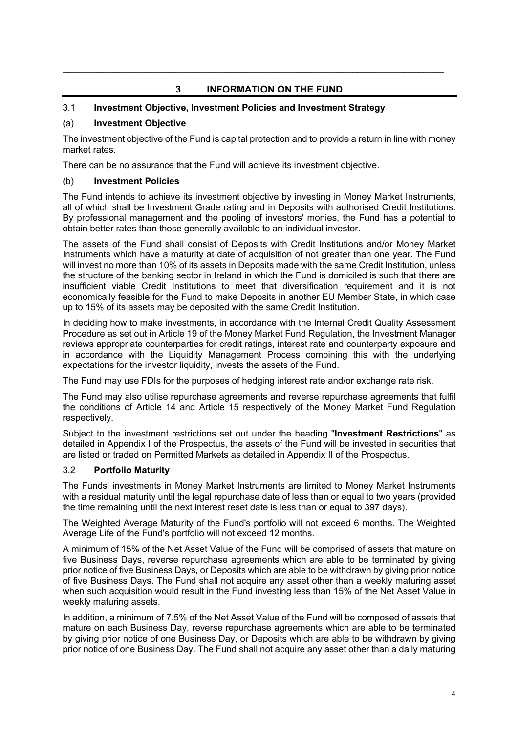# 3 INFORMATION ON THE FUND

## 3.1 Investment Objective, Investment Policies and Investment Strategy

### (a) Investment Objective

The investment objective of the Fund is capital protection and to provide a return in line with money market rates.

There can be no assurance that the Fund will achieve its investment objective.

### (b) Investment Policies

The Fund intends to achieve its investment objective by investing in Money Market Instruments, all of which shall be Investment Grade rating and in Deposits with authorised Credit Institutions. By professional management and the pooling of investors' monies, the Fund has a potential to obtain better rates than those generally available to an individual investor.

The assets of the Fund shall consist of Deposits with Credit Institutions and/or Money Market Instruments which have a maturity at date of acquisition of not greater than one year. The Fund will invest no more than 10% of its assets in Deposits made with the same Credit Institution, unless the structure of the banking sector in Ireland in which the Fund is domiciled is such that there are insufficient viable Credit Institutions to meet that diversification requirement and it is not economically feasible for the Fund to make Deposits in another EU Member State, in which case up to 15% of its assets may be deposited with the same Credit Institution.

In deciding how to make investments, in accordance with the Internal Credit Quality Assessment Procedure as set out in Article 19 of the Money Market Fund Regulation, the Investment Manager reviews appropriate counterparties for credit ratings, interest rate and counterparty exposure and in accordance with the Liquidity Management Process combining this with the underlying expectations for the investor liquidity, invests the assets of the Fund.

The Fund may use FDIs for the purposes of hedging interest rate and/or exchange rate risk.

The Fund may also utilise repurchase agreements and reverse repurchase agreements that fulfil the conditions of Article 14 and Article 15 respectively of the Money Market Fund Regulation respectively.

Subject to the investment restrictions set out under the heading "**Investment Restrictions**" as detailed in Appendix I of the Prospectus, the assets of the Fund will be invested in securities that are listed or traded on Permitted Markets as detailed in Appendix II of the Prospectus.

## 3.2 Portfolio Maturity

The Funds' investments in Money Market Instruments are limited to Money Market Instruments with a residual maturity until the legal repurchase date of less than or equal to two years (provided the time remaining until the next interest reset date is less than or equal to 397 days).

The Weighted Average Maturity of the Fund's portfolio will not exceed 6 months. The Weighted Average Life of the Fund's portfolio will not exceed 12 months.

A minimum of 15% of the Net Asset Value of the Fund will be comprised of assets that mature on five Business Days, reverse repurchase agreements which are able to be terminated by giving prior notice of five Business Days, or Deposits which are able to be withdrawn by giving prior notice of five Business Days. The Fund shall not acquire any asset other than a weekly maturing asset when such acquisition would result in the Fund investing less than 15% of the Net Asset Value in weekly maturing assets.

In addition, a minimum of 7.5% of the Net Asset Value of the Fund will be composed of assets that mature on each Business Day, reverse repurchase agreements which are able to be terminated by giving prior notice of one Business Day, or Deposits which are able to be withdrawn by giving prior notice of one Business Day. The Fund shall not acquire any asset other than a daily maturing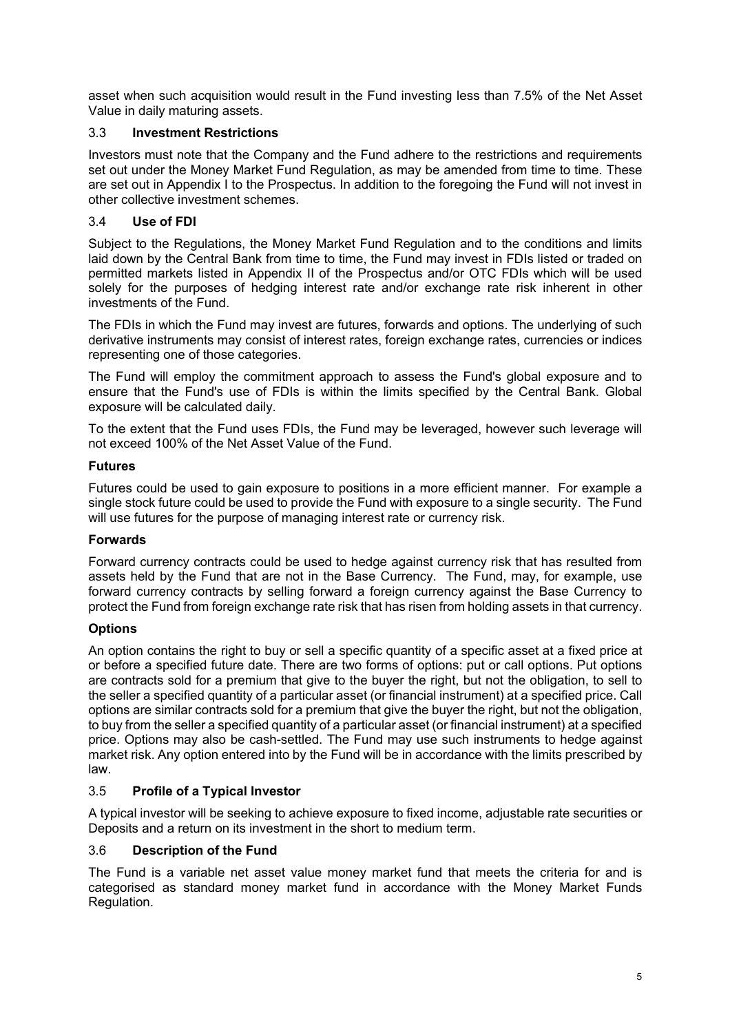asset when such acquisition would result in the Fund investing less than 7.5% of the Net Asset Value in daily maturing assets.

### 3.3 Investment Restrictions

Investors must note that the Company and the Fund adhere to the restrictions and requirements set out under the Money Market Fund Regulation, as may be amended from time to time. These are set out in Appendix I to the Prospectus. In addition to the foregoing the Fund will not invest in other collective investment schemes.

### 3.4 Use of FDI

Subject to the Regulations, the Money Market Fund Regulation and to the conditions and limits laid down by the Central Bank from time to time, the Fund may invest in FDIs listed or traded on permitted markets listed in Appendix II of the Prospectus and/or OTC FDIs which will be used solely for the purposes of hedging interest rate and/or exchange rate risk inherent in other investments of the Fund.

The FDIs in which the Fund may invest are futures, forwards and options. The underlying of such derivative instruments may consist of interest rates, foreign exchange rates, currencies or indices representing one of those categories.

The Fund will employ the commitment approach to assess the Fund's global exposure and to ensure that the Fund's use of FDIs is within the limits specified by the Central Bank. Global exposure will be calculated daily.

To the extent that the Fund uses FDIs, the Fund may be leveraged, however such leverage will not exceed 100% of the Net Asset Value of the Fund.

**Futures**

Futures could be used to gain exposure to positions in a more efficient manner. For example a single stock future could be used to provide the Fund with exposure to a single security. The Fund will use futures for the purpose of managing interest rate or currency risk.

**Forwards**

Forward currency contracts could be used to hedge against currency risk that has resulted from assets held by the Fund that are not in the Base Currency. The Fund, may, for example, use forward currency contracts by selling forward a foreign currency against the Base Currency to protect the Fund from foreign exchange rate risk that has risen from holding assets in that currency.

**Options**

An option contains the right to buy or sell a specific quantity of a specific asset at a fixed price at or before a specified future date. There are two forms of options: put or call options. Put options are contracts sold for a premium that give to the buyer the right, but not the obligation, to sell to the seller a specified quantity of a particular asset (or financial instrument) at a specified price. Call options are similar contracts sold for a premium that give the buyer the right, but not the obligation, to buy from the seller a specified quantity of a particular asset (or financial instrument) at a specified price. Options may also be cash-settled. The Fund may use such instruments to hedge against market risk. Any option entered into by the Fund will be in accordance with the limits prescribed by law.

### 3.5 Profile of a Typical Investor

A typical investor will be seeking to achieve exposure to fixed income, adjustable rate securities or Deposits and a return on its investment in the short to medium term.

### 3.6 Description of the Fund

The Fund is a variable net asset value money market fund that meets the criteria for and is categorised as standard money market fund in accordance with the Money Market Funds Regulation.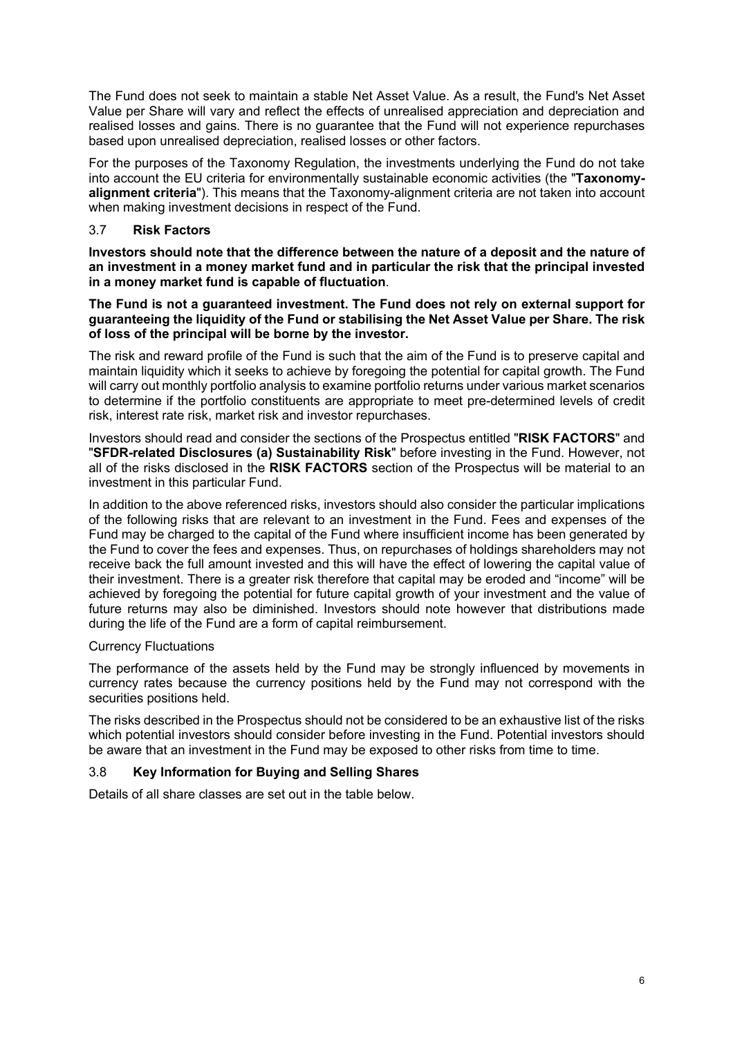The Fund does not seek to maintain a stable Net Asset Value. As a result, the Fund's Net Asset Value per Share will vary and reflect the effects of unrealised appreciation and depreciation and realised losses and gains. There is no guarantee that the Fund will not experience repurchases based upon unrealised depreciation, realised losses or other factors.

For the purposes of the Taxonomy Regulation, the investments underlying the Fund do not take into account the EU criteria for environmentally sustainable economic activities (the "**Taxonomy-alignment criteria**"). This means that the Taxonomy-alignment criteria are not taken into account when making investment decisions in respect of the Fund.

### 3.7 Risk Factors

**Investors should note that the difference between the nature of a deposit and the nature of an investment in a money market fund and in particular the risk that the principal invested in a money market fund is capable of fluctuation**.

**The Fund is not a guaranteed investment. The Fund does not rely on external support for guaranteeing the liquidity of the Fund or stabilising the Net Asset Value per Share. The risk of loss of the principal will be borne by the investor.**

The risk and reward profile of the Fund is such that the aim of the Fund is to preserve capital and maintain liquidity which it seeks to achieve by foregoing the potential for capital growth. The Fund will carry out monthly portfolio analysis to examine portfolio returns under various market scenarios to determine if the portfolio constituents are appropriate to meet pre-determined levels of credit risk, interest rate risk, market risk and investor repurchases.

Investors should read and consider the sections of the Prospectus entitled "**RISK FACTORS**" and "**SFDR-related Disclosures (a) Sustainability Risk**" before investing in the Fund. However, not all of the risks disclosed in the **RISK FACTORS** section of the Prospectus will be material to an investment in this particular Fund.

In addition to the above referenced risks, investors should also consider the particular implications of the following risks that are relevant to an investment in the Fund. Fees and expenses of the Fund may be charged to the capital of the Fund where insufficient income has been generated by the Fund to cover the fees and expenses. Thus, on repurchases of holdings shareholders may not receive back the full amount invested and this will have the effect of lowering the capital value of their investment. There is a greater risk therefore that capital may be eroded and "income" will be achieved by foregoing the potential for future capital growth of your investment and the value of future returns may also be diminished. Investors should note however that distributions made during the life of the Fund are a form of capital reimbursement.

Currency Fluctuations

The performance of the assets held by the Fund may be strongly influenced by movements in currency rates because the currency positions held by the Fund may not correspond with the securities positions held.

The risks described in the Prospectus should not be considered to be an exhaustive list of the risks which potential investors should consider before investing in the Fund. Potential investors should be aware that an investment in the Fund may be exposed to other risks from time to time.

### 3.8 Key Information for Buying and Selling Shares

Details of all share classes are set out in the table below.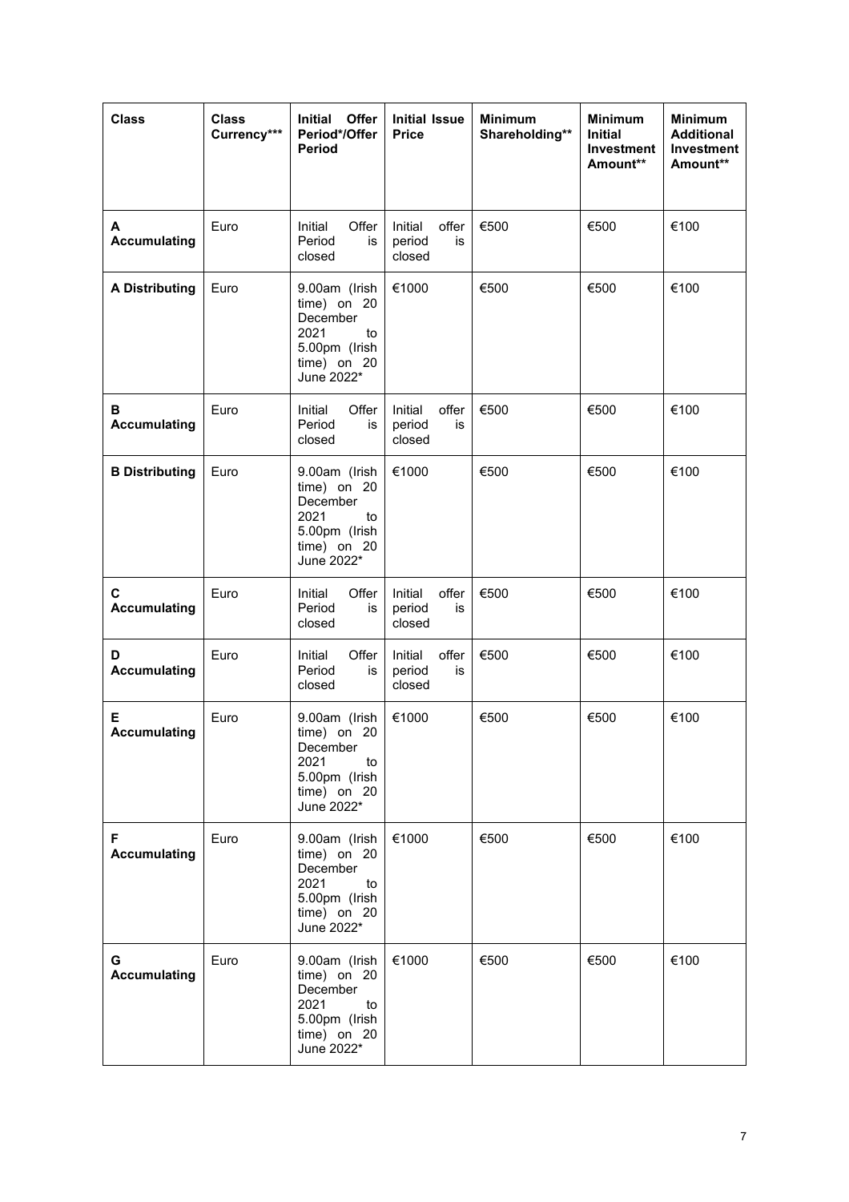| Class | Class Currency*** | Initial Offer Period*/Offer Period | Initial Issue Price | Minimum Shareholding** | Minimum Initial Investment Amount** | Minimum Additional Investment Amount** |
|---|---|---|---|---|---|---|
| **A Accumulating** | Euro | Initial Offer Period is closed | Initial offer period is closed | €500 | €500 | €100 |
| **A Distributing** | Euro | 9.00am (Irish time) on 20 December 2021 to 5.00pm (Irish time) on 20 June 2022* | €1000 | €500 | €500 | €100 |
| **B Accumulating** | Euro | Initial Offer Period is closed | Initial offer period is closed | €500 | €500 | €100 |
| **B Distributing** | Euro | 9.00am (Irish time) on 20 December 2021 to 5.00pm (Irish time) on 20 June 2022* | €1000 | €500 | €500 | €100 |
| **C Accumulating** | Euro | Initial Offer Period is closed | Initial offer period is closed | €500 | €500 | €100 |
| **D Accumulating** | Euro | Initial Offer Period is closed | Initial offer period is closed | €500 | €500 | €100 |
| **E Accumulating** | Euro | 9.00am (Irish time) on 20 December 2021 to 5.00pm (Irish time) on 20 June 2022* | €1000 | €500 | €500 | €100 |
| **F Accumulating** | Euro | 9.00am (Irish time) on 20 December 2021 to 5.00pm (Irish time) on 20 June 2022* | €1000 | €500 | €500 | €100 |
| **G Accumulating** | Euro | 9.00am (Irish time) on 20 December 2021 to 5.00pm (Irish time) on 20 June 2022* | €1000 | €500 | €500 | €100 |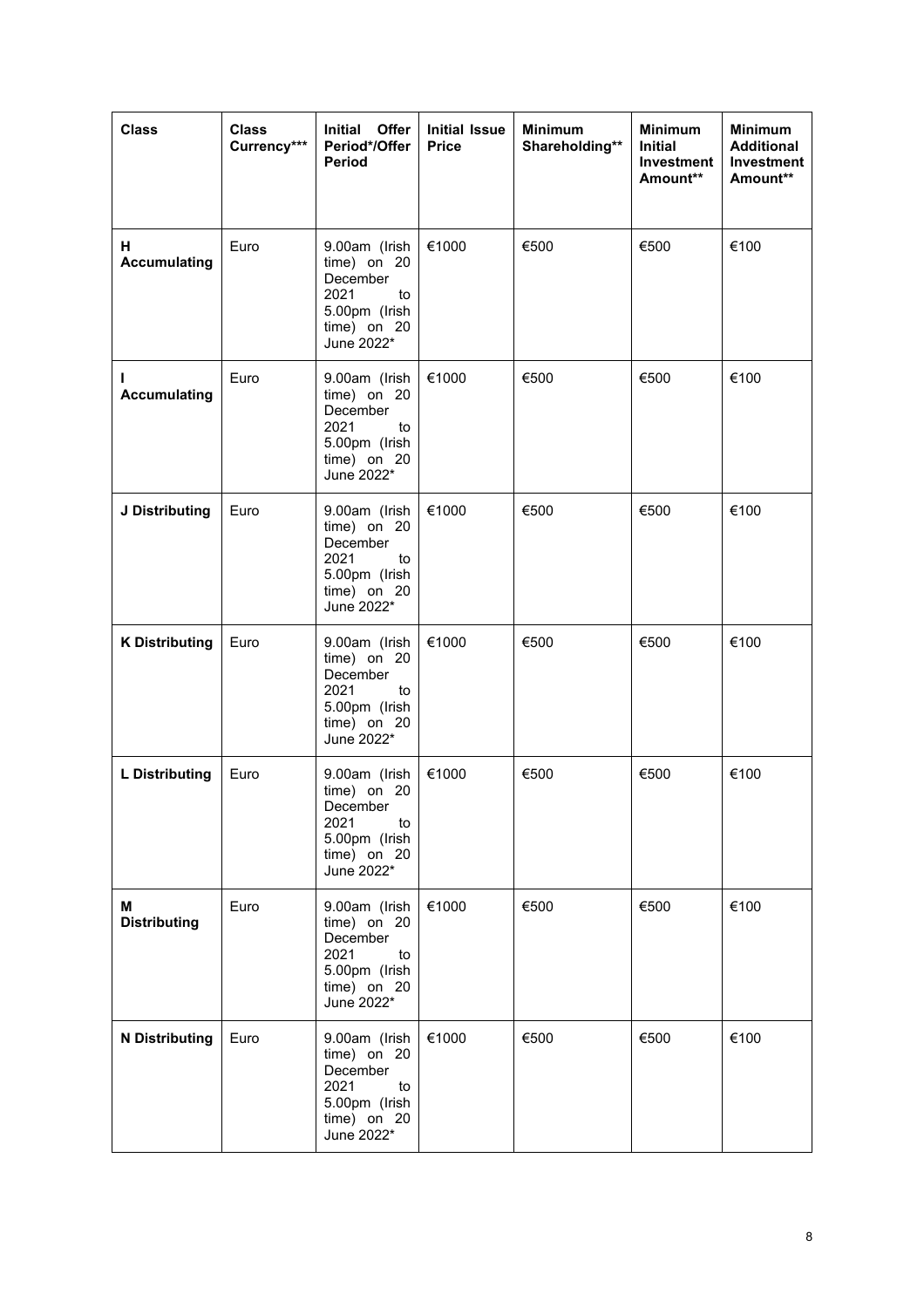| Class | Class Currency*** | Initial Offer Period*/Offer Period | Initial Issue Price | Minimum Shareholding** | Minimum Initial Investment Amount** | Minimum Additional Investment Amount** |
|---|---|---|---|---|---|---|
| **H Accumulating** | Euro | 9.00am (Irish time) on 20 December 2021 to 5.00pm (Irish time) on 20 June 2022* | €1000 | €500 | €500 | €100 |
| **I Accumulating** | Euro | 9.00am (Irish time) on 20 December 2021 to 5.00pm (Irish time) on 20 June 2022* | €1000 | €500 | €500 | €100 |
| **J Distributing** | Euro | 9.00am (Irish time) on 20 December 2021 to 5.00pm (Irish time) on 20 June 2022* | €1000 | €500 | €500 | €100 |
| **K Distributing** | Euro | 9.00am (Irish time) on 20 December 2021 to 5.00pm (Irish time) on 20 June 2022* | €1000 | €500 | €500 | €100 |
| **L Distributing** | Euro | 9.00am (Irish time) on 20 December 2021 to 5.00pm (Irish time) on 20 June 2022* | €1000 | €500 | €500 | €100 |
| **M Distributing** | Euro | 9.00am (Irish time) on 20 December 2021 to 5.00pm (Irish time) on 20 June 2022* | €1000 | €500 | €500 | €100 |
| **N Distributing** | Euro | 9.00am (Irish time) on 20 December 2021 to 5.00pm (Irish time) on 20 June 2022* | €1000 | €500 | €500 | €100 |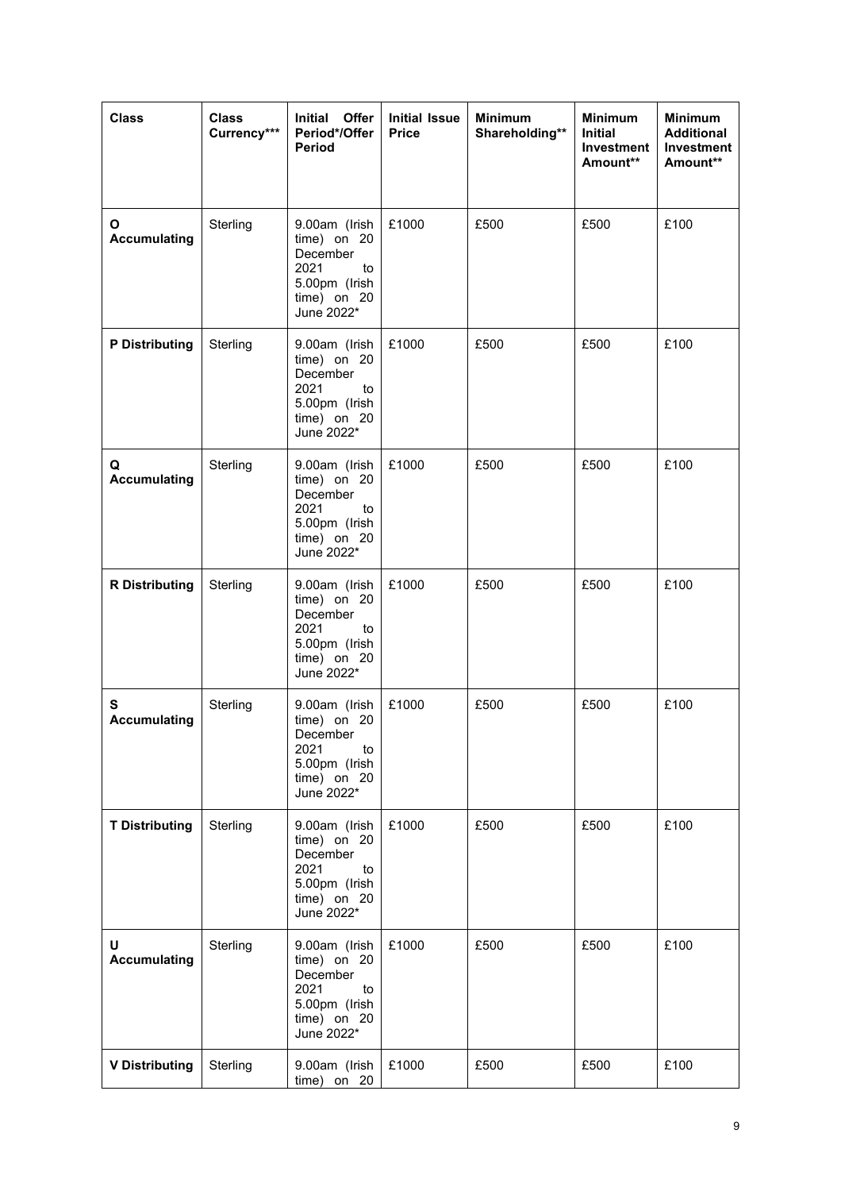| Class | Class Currency*** | Initial Offer Period*/Offer Period | Initial Issue Price | Minimum Shareholding** | Minimum Initial Investment Amount** | Minimum Additional Investment Amount** |
|---|---|---|---|---|---|---|
| **O Accumulating** | Sterling | 9.00am (Irish time) on 20 December 2021 to 5.00pm (Irish time) on 20 June 2022* | £1000 | £500 | £500 | £100 |
| **P Distributing** | Sterling | 9.00am (Irish time) on 20 December 2021 to 5.00pm (Irish time) on 20 June 2022* | £1000 | £500 | £500 | £100 |
| **Q Accumulating** | Sterling | 9.00am (Irish time) on 20 December 2021 to 5.00pm (Irish time) on 20 June 2022* | £1000 | £500 | £500 | £100 |
| **R Distributing** | Sterling | 9.00am (Irish time) on 20 December 2021 to 5.00pm (Irish time) on 20 June 2022* | £1000 | £500 | £500 | £100 |
| **S Accumulating** | Sterling | 9.00am (Irish time) on 20 December 2021 to 5.00pm (Irish time) on 20 June 2022* | £1000 | £500 | £500 | £100 |
| **T Distributing** | Sterling | 9.00am (Irish time) on 20 December 2021 to 5.00pm (Irish time) on 20 June 2022* | £1000 | £500 | £500 | £100 |
| **U Accumulating** | Sterling | 9.00am (Irish time) on 20 December 2021 to 5.00pm (Irish time) on 20 June 2022* | £1000 | £500 | £500 | £100 |
| **V Distributing** | Sterling | 9.00am (Irish time) on 20 | £1000 | £500 | £500 | £100 |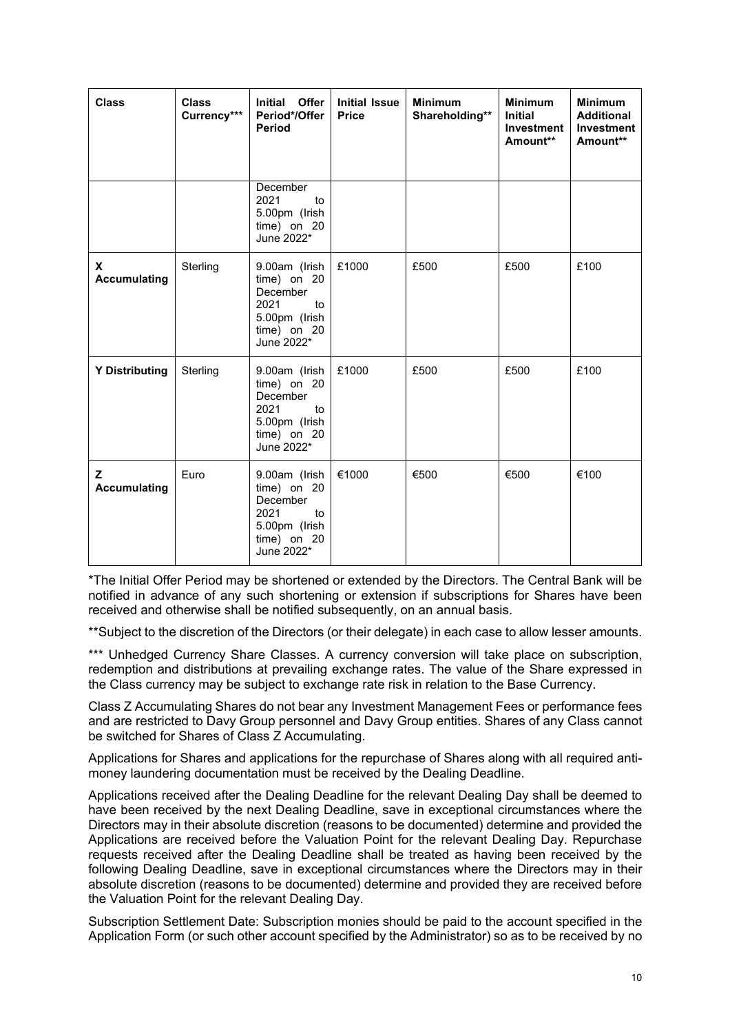| **Class** | **Class Currency*** ** | **Initial Offer Period*/Offer Period** | **Initial Issue Price** | **Minimum Shareholding**** | **Minimum Initial Investment Amount**** | **Minimum Additional Investment Amount**** |
|---|---|---|---|---|---|---|
| | | December 2021 to 5.00pm (Irish time) on 20 June 2022* | | | | |
| **X Accumulating** | Sterling | 9.00am (Irish time) on 20 December 2021 to 5.00pm (Irish time) on 20 June 2022* | £1000 | £500 | £500 | £100 |
| **Y Distributing** | Sterling | 9.00am (Irish time) on 20 December 2021 to 5.00pm (Irish time) on 20 June 2022* | £1000 | £500 | £500 | £100 |
| **Z Accumulating** | Euro | 9.00am (Irish time) on 20 December 2021 to 5.00pm (Irish time) on 20 June 2022* | €1000 | €500 | €500 | €100 |

*The Initial Offer Period may be shortened or extended by the Directors. The Central Bank will be notified in advance of any such shortening or extension if subscriptions for Shares have been received and otherwise shall be notified subsequently, on an annual basis.

**Subject to the discretion of the Directors (or their delegate) in each case to allow lesser amounts.

*** Unhedged Currency Share Classes. A currency conversion will take place on subscription, redemption and distributions at prevailing exchange rates. The value of the Share expressed in the Class currency may be subject to exchange rate risk in relation to the Base Currency.

Class Z Accumulating Shares do not bear any Investment Management Fees or performance fees and are restricted to Davy Group personnel and Davy Group entities. Shares of any Class cannot be switched for Shares of Class Z Accumulating.

Applications for Shares and applications for the repurchase of Shares along with all required anti-money laundering documentation must be received by the Dealing Deadline.

Applications received after the Dealing Deadline for the relevant Dealing Day shall be deemed to have been received by the next Dealing Deadline, save in exceptional circumstances where the Directors may in their absolute discretion (reasons to be documented) determine and provided the Applications are received before the Valuation Point for the relevant Dealing Day. Repurchase requests received after the Dealing Deadline shall be treated as having been received by the following Dealing Deadline, save in exceptional circumstances where the Directors may in their absolute discretion (reasons to be documented) determine and provided they are received before the Valuation Point for the relevant Dealing Day.

Subscription Settlement Date: Subscription monies should be paid to the account specified in the Application Form (or such other account specified by the Administrator) so as to be received by no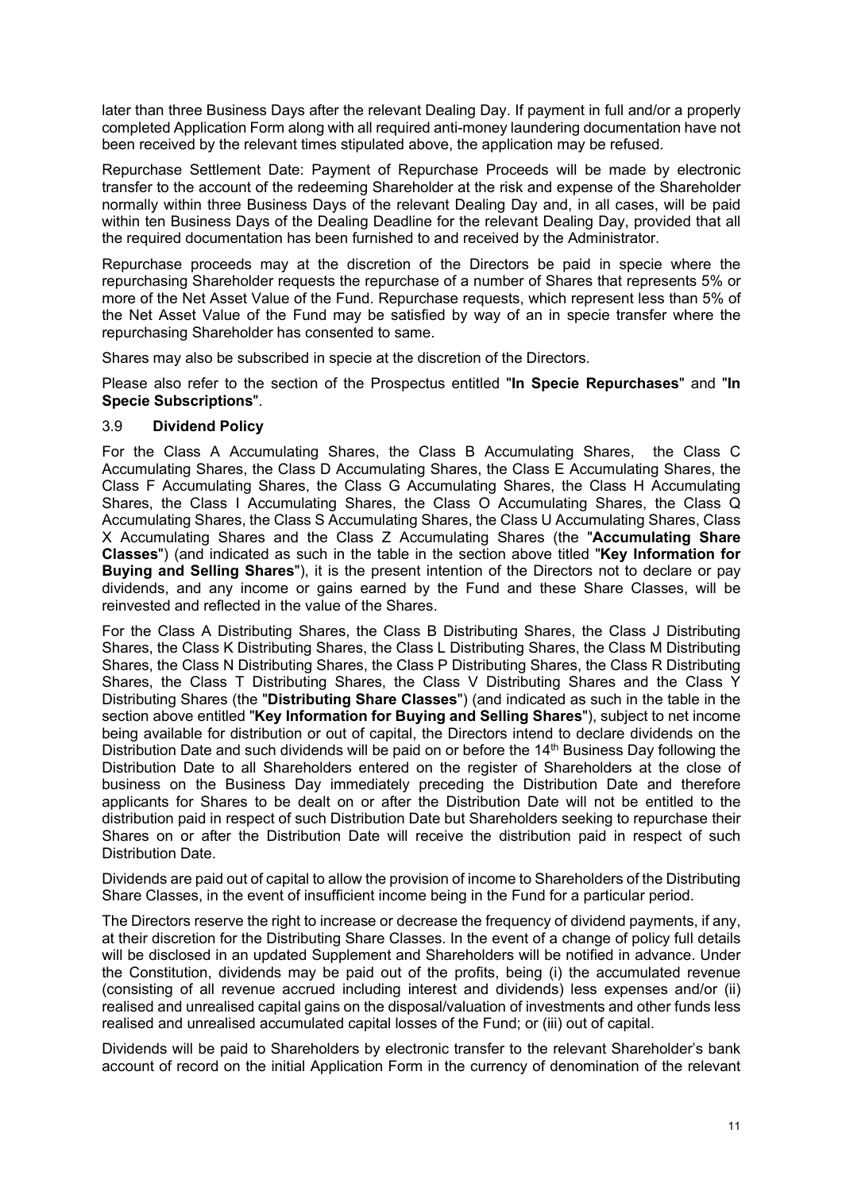later than three Business Days after the relevant Dealing Day. If payment in full and/or a properly completed Application Form along with all required anti-money laundering documentation have not been received by the relevant times stipulated above, the application may be refused.

Repurchase Settlement Date: Payment of Repurchase Proceeds will be made by electronic transfer to the account of the redeeming Shareholder at the risk and expense of the Shareholder normally within three Business Days of the relevant Dealing Day and, in all cases, will be paid within ten Business Days of the Dealing Deadline for the relevant Dealing Day, provided that all the required documentation has been furnished to and received by the Administrator.

Repurchase proceeds may at the discretion of the Directors be paid in specie where the repurchasing Shareholder requests the repurchase of a number of Shares that represents 5% or more of the Net Asset Value of the Fund. Repurchase requests, which represent less than 5% of the Net Asset Value of the Fund may be satisfied by way of an in specie transfer where the repurchasing Shareholder has consented to same.

Shares may also be subscribed in specie at the discretion of the Directors.

Please also refer to the section of the Prospectus entitled "**In Specie Repurchases**" and "**In Specie Subscriptions**".

### 3.9 Dividend Policy

For the Class A Accumulating Shares, the Class B Accumulating Shares, the Class C Accumulating Shares, the Class D Accumulating Shares, the Class E Accumulating Shares, the Class F Accumulating Shares, the Class G Accumulating Shares, the Class H Accumulating Shares, the Class I Accumulating Shares, the Class O Accumulating Shares, the Class Q Accumulating Shares, the Class S Accumulating Shares, the Class U Accumulating Shares, Class X Accumulating Shares and the Class Z Accumulating Shares (the "**Accumulating Share Classes**") (and indicated as such in the table in the section above titled "**Key Information for Buying and Selling Shares**"), it is the present intention of the Directors not to declare or pay dividends, and any income or gains earned by the Fund and these Share Classes, will be reinvested and reflected in the value of the Shares.

For the Class A Distributing Shares, the Class B Distributing Shares, the Class J Distributing Shares, the Class K Distributing Shares, the Class L Distributing Shares, the Class M Distributing Shares, the Class N Distributing Shares, the Class P Distributing Shares, the Class R Distributing Shares, the Class T Distributing Shares, the Class V Distributing Shares and the Class Y Distributing Shares (the "**Distributing Share Classes**") (and indicated as such in the table in the section above entitled "**Key Information for Buying and Selling Shares**"), subject to net income being available for distribution or out of capital, the Directors intend to declare dividends on the Distribution Date and such dividends will be paid on or before the 14th Business Day following the Distribution Date to all Shareholders entered on the register of Shareholders at the close of business on the Business Day immediately preceding the Distribution Date and therefore applicants for Shares to be dealt on or after the Distribution Date will not be entitled to the distribution paid in respect of such Distribution Date but Shareholders seeking to repurchase their Shares on or after the Distribution Date will receive the distribution paid in respect of such Distribution Date.

Dividends are paid out of capital to allow the provision of income to Shareholders of the Distributing Share Classes, in the event of insufficient income being in the Fund for a particular period.

The Directors reserve the right to increase or decrease the frequency of dividend payments, if any, at their discretion for the Distributing Share Classes. In the event of a change of policy full details will be disclosed in an updated Supplement and Shareholders will be notified in advance. Under the Constitution, dividends may be paid out of the profits, being (i) the accumulated revenue (consisting of all revenue accrued including interest and dividends) less expenses and/or (ii) realised and unrealised capital gains on the disposal/valuation of investments and other funds less realised and unrealised accumulated capital losses of the Fund; or (iii) out of capital.

Dividends will be paid to Shareholders by electronic transfer to the relevant Shareholder's bank account of record on the initial Application Form in the currency of denomination of the relevant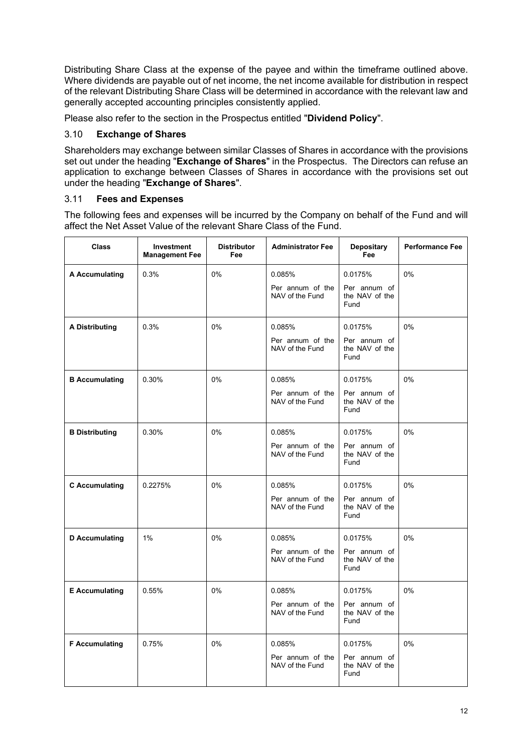Distributing Share Class at the expense of the payee and within the timeframe outlined above. Where dividends are payable out of net income, the net income available for distribution in respect of the relevant Distributing Share Class will be determined in accordance with the relevant law and generally accepted accounting principles consistently applied.

Please also refer to the section in the Prospectus entitled "**Dividend Policy**".

### 3.10 Exchange of Shares

Shareholders may exchange between similar Classes of Shares in accordance with the provisions set out under the heading "**Exchange of Shares**" in the Prospectus. The Directors can refuse an application to exchange between Classes of Shares in accordance with the provisions set out under the heading "**Exchange of Shares**".

### 3.11 Fees and Expenses

The following fees and expenses will be incurred by the Company on behalf of the Fund and will affect the Net Asset Value of the relevant Share Class of the Fund.

| Class | Investment Management Fee | Distributor Fee | Administrator Fee | Depositary Fee | Performance Fee |
|---|---|---|---|---|---|
| **A Accumulating** | 0.3% | 0% | 0.085% Per annum of the NAV of the Fund | 0.0175% Per annum of the NAV of the Fund | 0% |
| **A Distributing** | 0.3% | 0% | 0.085% Per annum of the NAV of the Fund | 0.0175% Per annum of the NAV of the Fund | 0% |
| **B Accumulating** | 0.30% | 0% | 0.085% Per annum of the NAV of the Fund | 0.0175% Per annum of the NAV of the Fund | 0% |
| **B Distributing** | 0.30% | 0% | 0.085% Per annum of the NAV of the Fund | 0.0175% Per annum of the NAV of the Fund | 0% |
| **C Accumulating** | 0.2275% | 0% | 0.085% Per annum of the NAV of the Fund | 0.0175% Per annum of the NAV of the Fund | 0% |
| **D Accumulating** | 1% | 0% | 0.085% Per annum of the NAV of the Fund | 0.0175% Per annum of the NAV of the Fund | 0% |
| **E Accumulating** | 0.55% | 0% | 0.085% Per annum of the NAV of the Fund | 0.0175% Per annum of the NAV of the Fund | 0% |
| **F Accumulating** | 0.75% | 0% | 0.085% Per annum of the NAV of the Fund | 0.0175% Per annum of the NAV of the Fund | 0% |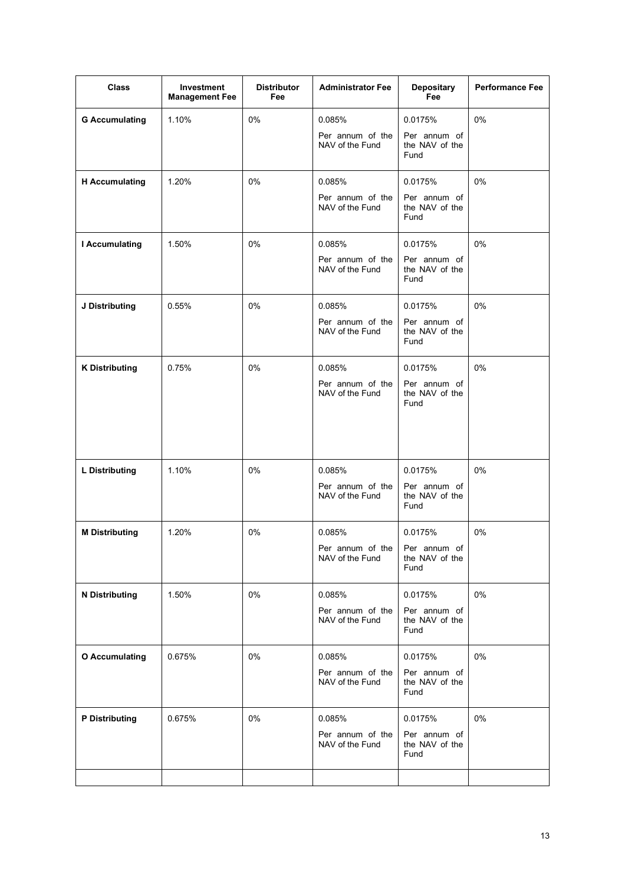| Class | Investment Management Fee | Distributor Fee | Administrator Fee | Depositary Fee | Performance Fee |
|---|---|---|---|---|---|
| **G Accumulating** | 1.10% | 0% | 0.085% Per annum of the NAV of the Fund | 0.0175% Per annum of the NAV of the Fund | 0% |
| **H Accumulating** | 1.20% | 0% | 0.085% Per annum of the NAV of the Fund | 0.0175% Per annum of the NAV of the Fund | 0% |
| **I Accumulating** | 1.50% | 0% | 0.085% Per annum of the NAV of the Fund | 0.0175% Per annum of the NAV of the Fund | 0% |
| **J Distributing** | 0.55% | 0% | 0.085% Per annum of the NAV of the Fund | 0.0175% Per annum of the NAV of the Fund | 0% |
| **K Distributing** | 0.75% | 0% | 0.085% Per annum of the NAV of the Fund | 0.0175% Per annum of the NAV of the Fund | 0% |
| **L Distributing** | 1.10% | 0% | 0.085% Per annum of the NAV of the Fund | 0.0175% Per annum of the NAV of the Fund | 0% |
| **M Distributing** | 1.20% | 0% | 0.085% Per annum of the NAV of the Fund | 0.0175% Per annum of the NAV of the Fund | 0% |
| **N Distributing** | 1.50% | 0% | 0.085% Per annum of the NAV of the Fund | 0.0175% Per annum of the NAV of the Fund | 0% |
| **O Accumulating** | 0.675% | 0% | 0.085% Per annum of the NAV of the Fund | 0.0175% Per annum of the NAV of the Fund | 0% |
| **P Distributing** | 0.675% | 0% | 0.085% Per annum of the NAV of the Fund | 0.0175% Per annum of the NAV of the Fund | 0% |
| | | | | | |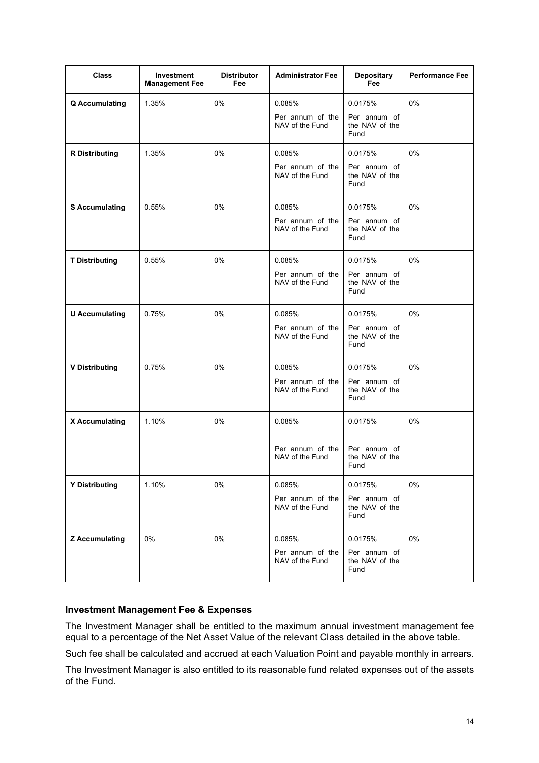| Class | Investment Management Fee | Distributor Fee | Administrator Fee | Depositary Fee | Performance Fee |
|---|---|---|---|---|---|
| **Q Accumulating** | 1.35% | 0% | 0.085% Per annum of the NAV of the Fund | 0.0175% Per annum of the NAV of the Fund | 0% |
| **R Distributing** | 1.35% | 0% | 0.085% Per annum of the NAV of the Fund | 0.0175% Per annum of the NAV of the Fund | 0% |
| **S Accumulating** | 0.55% | 0% | 0.085% Per annum of the NAV of the Fund | 0.0175% Per annum of the NAV of the Fund | 0% |
| **T Distributing** | 0.55% | 0% | 0.085% Per annum of the NAV of the Fund | 0.0175% Per annum of the NAV of the Fund | 0% |
| **U Accumulating** | 0.75% | 0% | 0.085% Per annum of the NAV of the Fund | 0.0175% Per annum of the NAV of the Fund | 0% |
| **V Distributing** | 0.75% | 0% | 0.085% Per annum of the NAV of the Fund | 0.0175% Per annum of the NAV of the Fund | 0% |
| **X Accumulating** | 1.10% | 0% | 0.085% Per annum of the NAV of the Fund | 0.0175% Per annum of the NAV of the Fund | 0% |
| **Y Distributing** | 1.10% | 0% | 0.085% Per annum of the NAV of the Fund | 0.0175% Per annum of the NAV of the Fund | 0% |
| **Z Accumulating** | 0% | 0% | 0.085% Per annum of the NAV of the Fund | 0.0175% Per annum of the NAV of the Fund | 0% |

### Investment Management Fee & Expenses

The Investment Manager shall be entitled to the maximum annual investment management fee equal to a percentage of the Net Asset Value of the relevant Class detailed in the above table.

Such fee shall be calculated and accrued at each Valuation Point and payable monthly in arrears.

The Investment Manager is also entitled to its reasonable fund related expenses out of the assets of the Fund.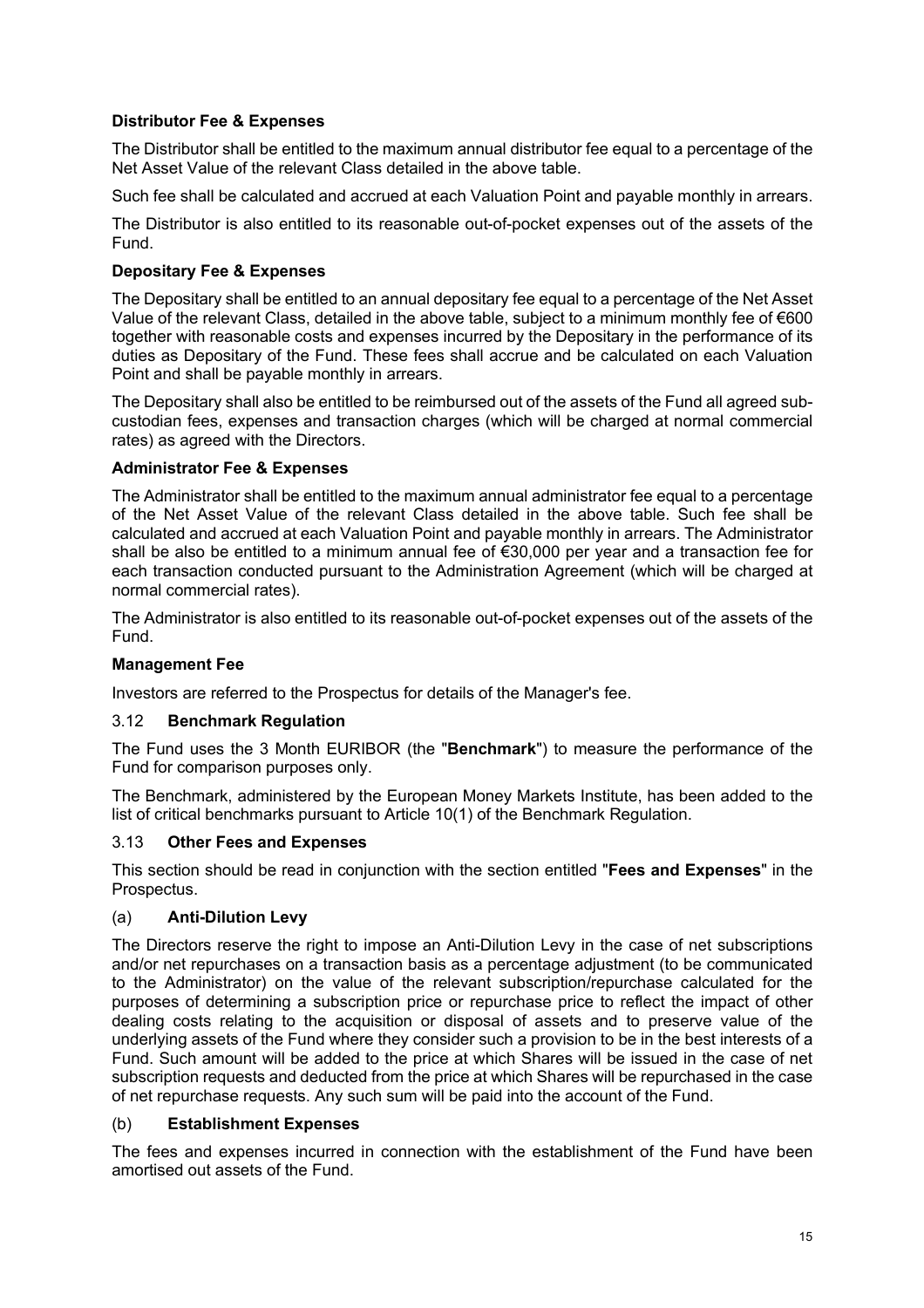**Distributor Fee & Expenses**

The Distributor shall be entitled to the maximum annual distributor fee equal to a percentage of the Net Asset Value of the relevant Class detailed in the above table.

Such fee shall be calculated and accrued at each Valuation Point and payable monthly in arrears.

The Distributor is also entitled to its reasonable out-of-pocket expenses out of the assets of the Fund.

**Depositary Fee & Expenses**

The Depositary shall be entitled to an annual depositary fee equal to a percentage of the Net Asset Value of the relevant Class, detailed in the above table, subject to a minimum monthly fee of €600 together with reasonable costs and expenses incurred by the Depositary in the performance of its duties as Depositary of the Fund. These fees shall accrue and be calculated on each Valuation Point and shall be payable monthly in arrears.

The Depositary shall also be entitled to be reimbursed out of the assets of the Fund all agreed sub-custodian fees, expenses and transaction charges (which will be charged at normal commercial rates) as agreed with the Directors.

**Administrator Fee & Expenses**

The Administrator shall be entitled to the maximum annual administrator fee equal to a percentage of the Net Asset Value of the relevant Class detailed in the above table. Such fee shall be calculated and accrued at each Valuation Point and payable monthly in arrears. The Administrator shall be also be entitled to a minimum annual fee of €30,000 per year and a transaction fee for each transaction conducted pursuant to the Administration Agreement (which will be charged at normal commercial rates).

The Administrator is also entitled to its reasonable out-of-pocket expenses out of the assets of the Fund.

**Management Fee**

Investors are referred to the Prospectus for details of the Manager's fee.

## 3.12 Benchmark Regulation

The Fund uses the 3 Month EURIBOR (the "**Benchmark**") to measure the performance of the Fund for comparison purposes only.

The Benchmark, administered by the European Money Markets Institute, has been added to the list of critical benchmarks pursuant to Article 10(1) of the Benchmark Regulation.

## 3.13 Other Fees and Expenses

This section should be read in conjunction with the section entitled "**Fees and Expenses**" in the Prospectus.

### (a) Anti-Dilution Levy

The Directors reserve the right to impose an Anti-Dilution Levy in the case of net subscriptions and/or net repurchases on a transaction basis as a percentage adjustment (to be communicated to the Administrator) on the value of the relevant subscription/repurchase calculated for the purposes of determining a subscription price or repurchase price to reflect the impact of other dealing costs relating to the acquisition or disposal of assets and to preserve value of the underlying assets of the Fund where they consider such a provision to be in the best interests of a Fund. Such amount will be added to the price at which Shares will be issued in the case of net subscription requests and deducted from the price at which Shares will be repurchased in the case of net repurchase requests. Any such sum will be paid into the account of the Fund.

### (b) Establishment Expenses

The fees and expenses incurred in connection with the establishment of the Fund have been amortised out assets of the Fund.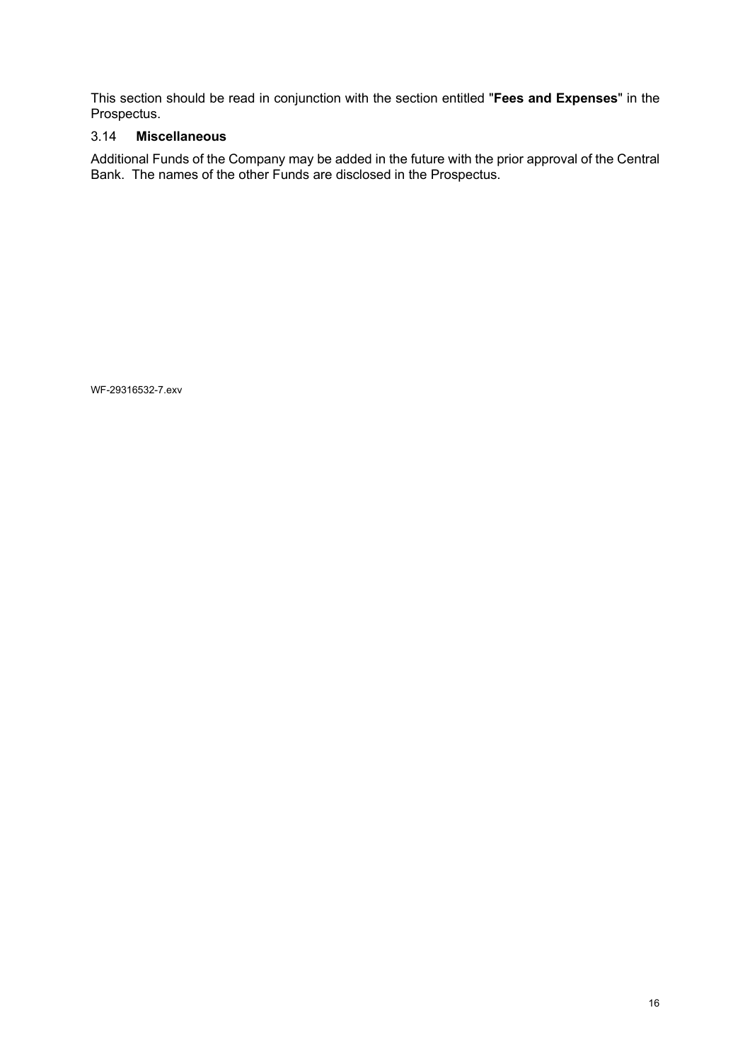This section should be read in conjunction with the section entitled "**Fees and Expenses**" in the Prospectus.

### 3.14 Miscellaneous

Additional Funds of the Company may be added in the future with the prior approval of the Central Bank. The names of the other Funds are disclosed in the Prospectus.

WF-29316532-7.exv